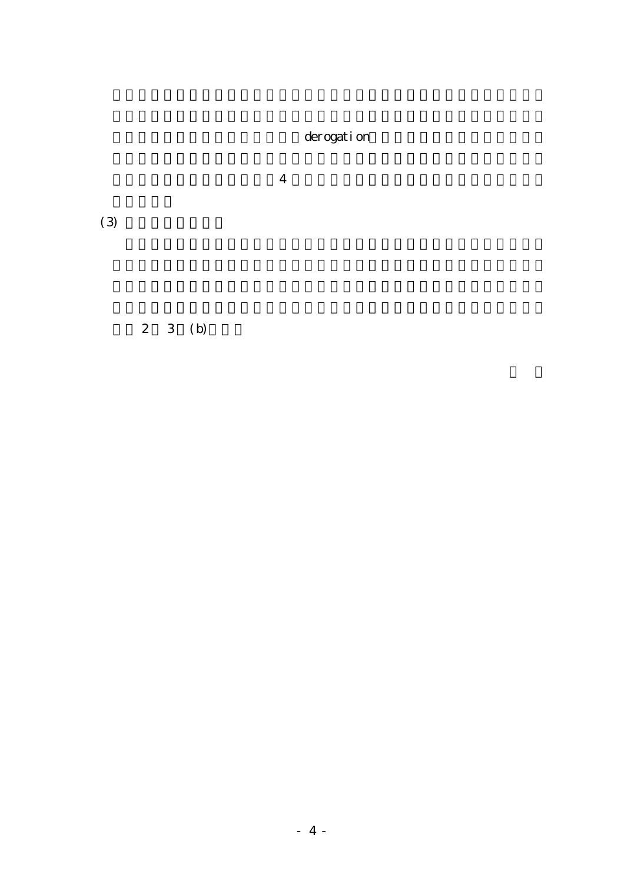derogation

4

(3)

2 3 (b)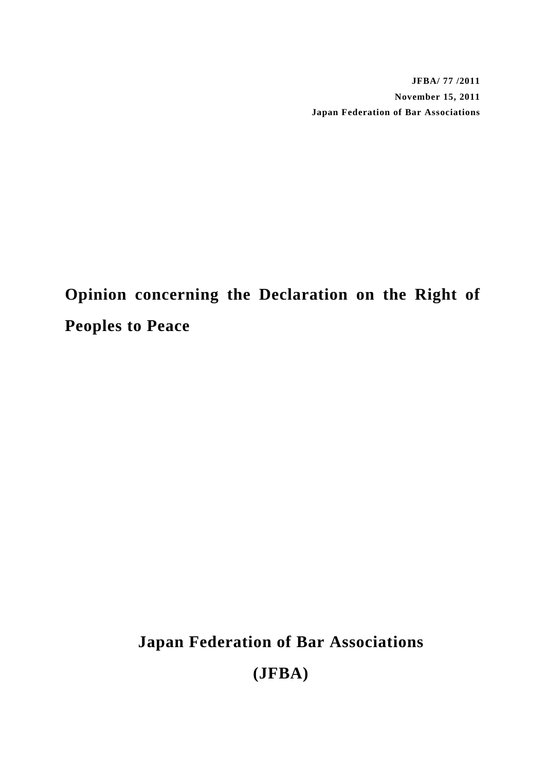**JFBA/ 77 /2011**

**November 15, 2011**

**Japan Federation of Bar Associations**

# Opinion concerning the Declaration on the Right of Peoples to Peace

**Japan Federation of Bar Associations**

**(JFBA)**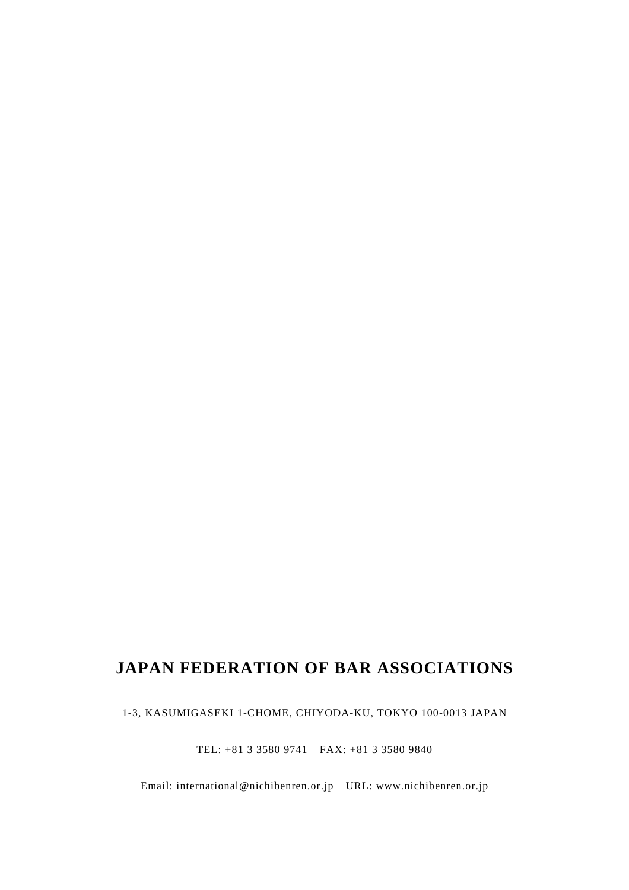**JAPAN FEDERATION OF BAR ASSOCIATIONS**

1-3, KASUMIGASEKI 1-CHOME, CHIYODA-KU, TOKYO 100-0013 JAPAN

TEL: +81 3 3580 9741　FAX: +81 3 3580 9840

Email: international@nichibenren.or.jp　URL: www.nichibenren.or.jp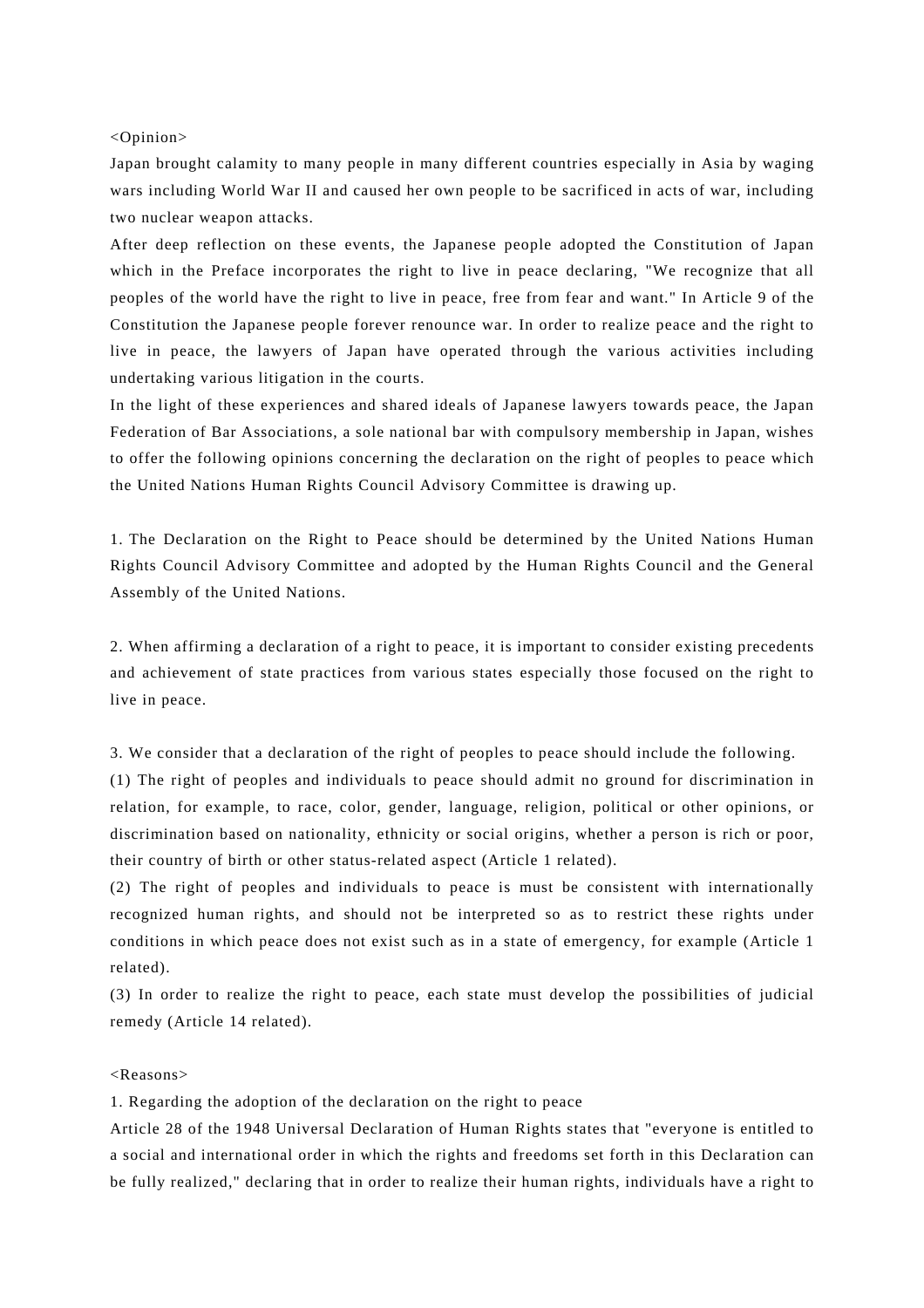<Opinion>

Japan brought calamity to many people in many different countries especially in Asia by waging wars including World War II and caused her own people to be sacrificed in acts of war, including two nuclear weapon attacks.

After deep reflection on these events, the Japanese people adopted the Constitution of Japan which in the Preface incorporates the right to live in peace declaring, "We recognize that all peoples of the world have the right to live in peace, free from fear and want." In Article 9 of the Constitution the Japanese people forever renounce war. In order to realize peace and the right to live in peace, the lawyers of Japan have operated through the various activities including undertaking various litigation in the courts.

In the light of these experiences and shared ideals of Japanese lawyers towards peace, the Japan Federation of Bar Associations, a sole national bar with compulsory membership in Japan, wishes to offer the following opinions concerning the declaration on the right of peoples to peace which the United Nations Human Rights Council Advisory Committee is drawing up.

1. The Declaration on the Right to Peace should be determined by the United Nations Human Rights Council Advisory Committee and adopted by the Human Rights Council and the General Assembly of the United Nations.

2. When affirming a declaration of a right to peace, it is important to consider existing precedents and achievement of state practices from various states especially those focused on the right to live in peace.

3. We consider that a declaration of the right of peoples to peace should include the following.

(1) The right of peoples and individuals to peace should admit no ground for discrimination in relation, for example, to race, color, gender, language, religion, political or other opinions, or discrimination based on nationality, ethnicity or social origins, whether a person is rich or poor, their country of birth or other status-related aspect (Article 1 related).

(2) The right of peoples and individuals to peace is must be consistent with internationally recognized human rights, and should not be interpreted so as to restrict these rights under conditions in which peace does not exist such as in a state of emergency, for example (Article 1 related).

(3) In order to realize the right to peace, each state must develop the possibilities of judicial remedy (Article 14 related).

<Reasons>

1. Regarding the adoption of the declaration on the right to peace

Article 28 of the 1948 Universal Declaration of Human Rights states that "everyone is entitled to a social and international order in which the rights and freedoms set forth in this Declaration can be fully realized," declaring that in order to realize their human rights, individuals have a right to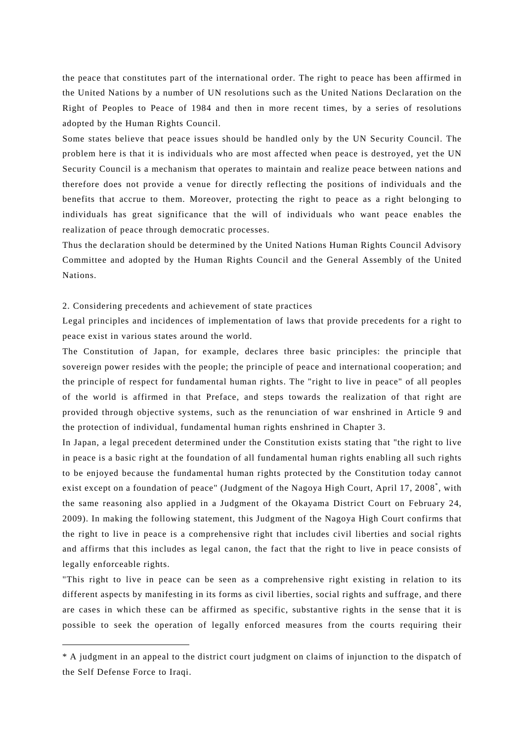the peace that constitutes part of the international order. The right to peace has been affirmed in the United Nations by a number of UN resolutions such as the United Nations Declaration on the Right of Peoples to Peace of 1984 and then in more recent times, by a series of resolutions adopted by the Human Rights Council.

Some states believe that peace issues should be handled only by the UN Security Council. The problem here is that it is individuals who are most affected when peace is destroyed, yet the UN Security Council is a mechanism that operates to maintain and realize peace between nations and therefore does not provide a venue for directly reflecting the positions of individuals and the benefits that accrue to them. Moreover, protecting the right to peace as a right belonging to individuals has great significance that the will of individuals who want peace enables the realization of peace through democratic processes.

Thus the declaration should be determined by the United Nations Human Rights Council Advisory Committee and adopted by the Human Rights Council and the General Assembly of the United Nations.

2. Considering precedents and achievement of state practices

Legal principles and incidences of implementation of laws that provide precedents for a right to peace exist in various states around the world.

The Constitution of Japan, for example, declares three basic principles: the principle that sovereign power resides with the people; the principle of peace and international cooperation; and the principle of respect for fundamental human rights. The "right to live in peace" of all peoples of the world is affirmed in that Preface, and steps towards the realization of that right are provided through objective systems, such as the renunciation of war enshrined in Article 9 and the protection of individual, fundamental human rights enshrined in Chapter 3.

In Japan, a legal precedent determined under the Constitution exists stating that "the right to live in peace is a basic right at the foundation of all fundamental human rights enabling all such rights to be enjoyed because the fundamental human rights protected by the Constitution today cannot exist except on a foundation of peace" (Judgment of the Nagoya High Court, April 17, 2008*, with the same reasoning also applied in a Judgment of the Okayama District Court on February 24, 2009). In making the following statement, this Judgment of the Nagoya High Court confirms that the right to live in peace is a comprehensive right that includes civil liberties and social rights and affirms that this includes as legal canon, the fact that the right to live in peace consists of legally enforceable rights.

"This right to live in peace can be seen as a comprehensive right existing in relation to its different aspects by manifesting in its forms as civil liberties, social rights and suffrage, and there are cases in which these can be affirmed as specific, substantive rights in the sense that it is possible to seek the operation of legally enforced measures from the courts requiring their

---

* A judgment in an appeal to the district court judgment on claims of injunction to the dispatch of the Self Defense Force to Iraqi.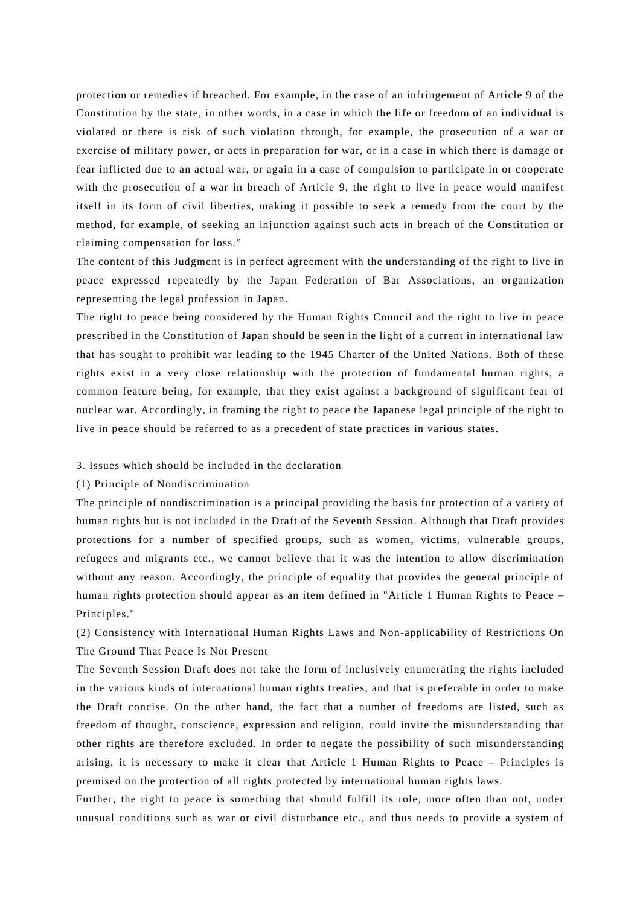protection or remedies if breached. For example, in the case of an infringement of Article 9 of the Constitution by the state, in other words, in a case in which the life or freedom of an individual is violated or there is risk of such violation through, for example, the prosecution of a war or exercise of military power, or acts in preparation for war, or in a case in which there is damage or fear inflicted due to an actual war, or again in a case of compulsion to participate in or cooperate with the prosecution of a war in breach of Article 9, the right to live in peace would manifest itself in its form of civil liberties, making it possible to seek a remedy from the court by the method, for example, of seeking an injunction against such acts in breach of the Constitution or claiming compensation for loss."

The content of this Judgment is in perfect agreement with the understanding of the right to live in peace expressed repeatedly by the Japan Federation of Bar Associations, an organization representing the legal profession in Japan.

The right to peace being considered by the Human Rights Council and the right to live in peace prescribed in the Constitution of Japan should be seen in the light of a current in international law that has sought to prohibit war leading to the 1945 Charter of the United Nations. Both of these rights exist in a very close relationship with the protection of fundamental human rights, a common feature being, for example, that they exist against a background of significant fear of nuclear war. Accordingly, in framing the right to peace the Japanese legal principle of the right to live in peace should be referred to as a precedent of state practices in various states.

3. Issues which should be included in the declaration

(1) Principle of Nondiscrimination

The principle of nondiscrimination is a principal providing the basis for protection of a variety of human rights but is not included in the Draft of the Seventh Session. Although that Draft provides protections for a number of specified groups, such as women, victims, vulnerable groups, refugees and migrants etc., we cannot believe that it was the intention to allow discrimination without any reason. Accordingly, the principle of equality that provides the general principle of human rights protection should appear as an item defined in "Article 1 Human Rights to Peace – Principles."

(2) Consistency with International Human Rights Laws and Non-applicability of Restrictions On The Ground That Peace Is Not Present

The Seventh Session Draft does not take the form of inclusively enumerating the rights included in the various kinds of international human rights treaties, and that is preferable in order to make the Draft concise. On the other hand, the fact that a number of freedoms are listed, such as freedom of thought, conscience, expression and religion, could invite the misunderstanding that other rights are therefore excluded. In order to negate the possibility of such misunderstanding arising, it is necessary to make it clear that Article 1 Human Rights to Peace – Principles is premised on the protection of all rights protected by international human rights laws.

Further, the right to peace is something that should fulfill its role, more often than not, under unusual conditions such as war or civil disturbance etc., and thus needs to provide a system of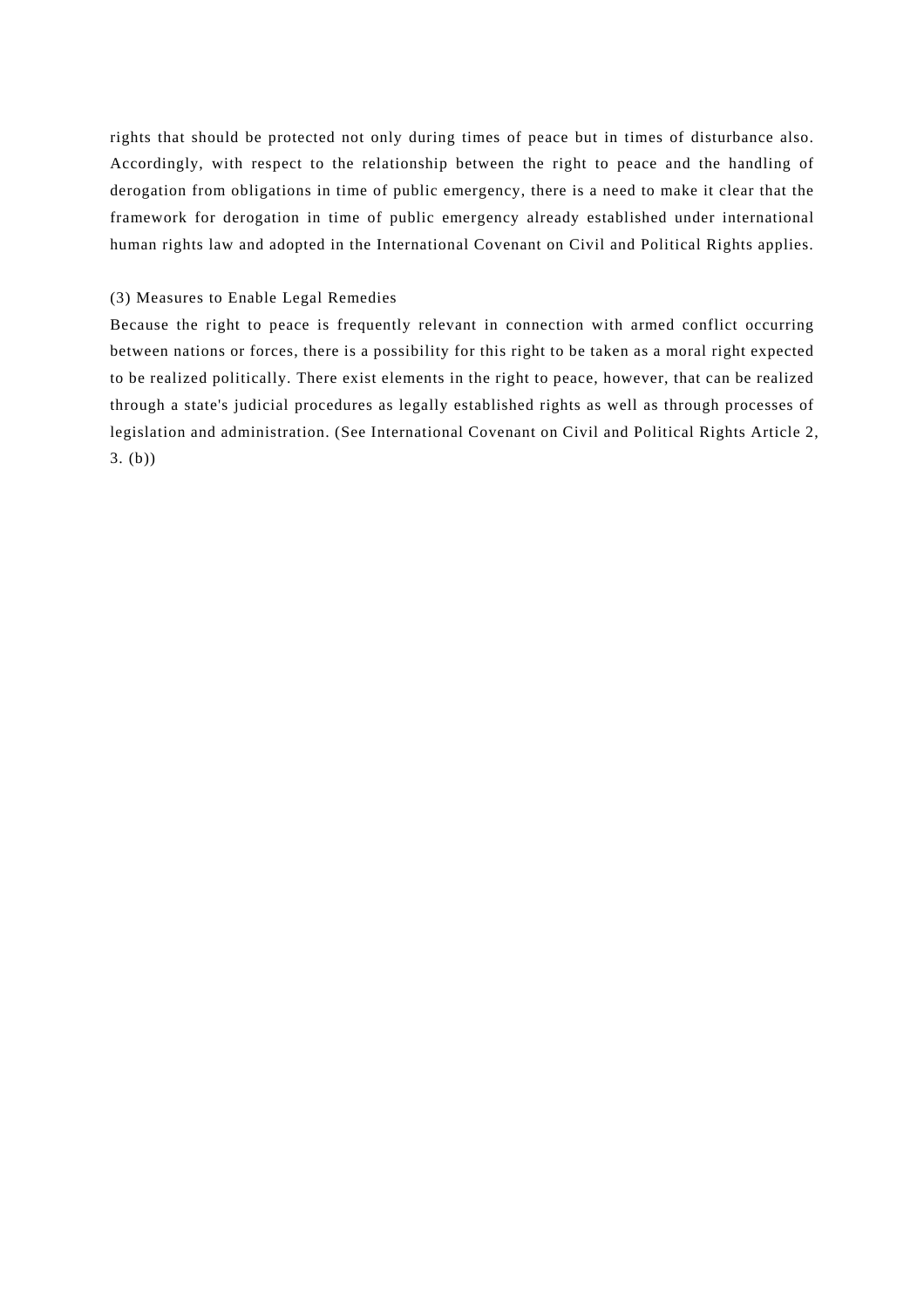rights that should be protected not only during times of peace but in times of disturbance also. Accordingly, with respect to the relationship between the right to peace and the handling of derogation from obligations in time of public emergency, there is a need to make it clear that the framework for derogation in time of public emergency already established under international human rights law and adopted in the International Covenant on Civil and Political Rights applies.

(3) Measures to Enable Legal Remedies

Because the right to peace is frequently relevant in connection with armed conflict occurring between nations or forces, there is a possibility for this right to be taken as a moral right expected to be realized politically. There exist elements in the right to peace, however, that can be realized through a state's judicial procedures as legally established rights as well as through processes of legislation and administration. (See International Covenant on Civil and Political Rights Article 2, 3. (b))